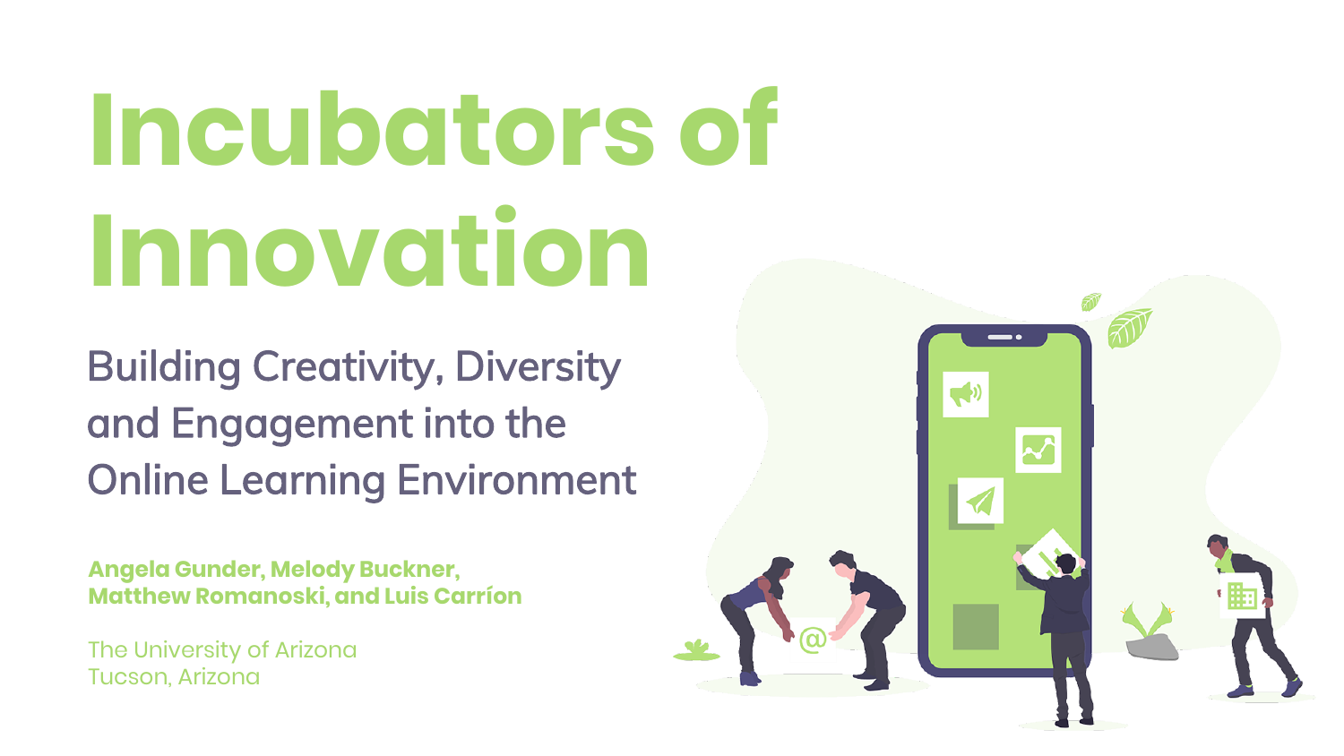# Incubators of Innovation

## Building Creativity, Diversity and Engagement into the Online Learning Environment

**Angela Gunder, Melody Buckner, Matthew Romanoski, and Luis Carríon**

The University of Arizona
Tucson, Arizona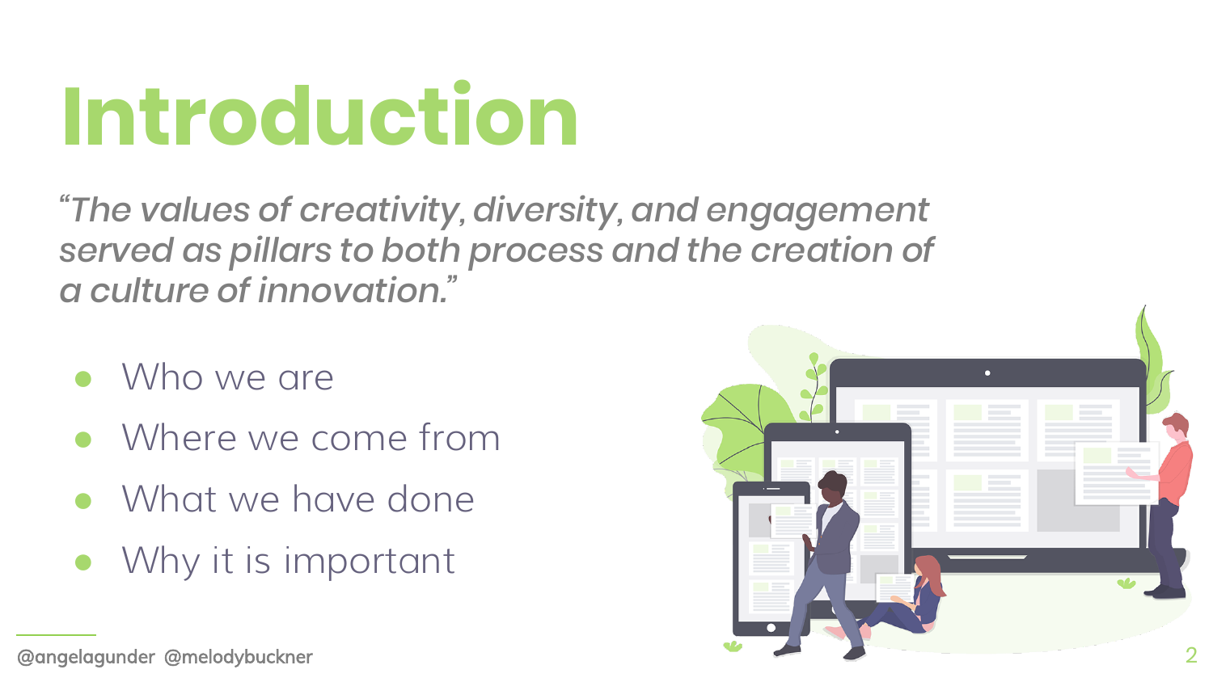# Introduction

*"The values of creativity, diversity, and engagement served as pillars to both process and the creation of a culture of innovation."*

- Who we are
- Where we come from
- What we have done
- Why it is important

@angelagunder @melodybuckner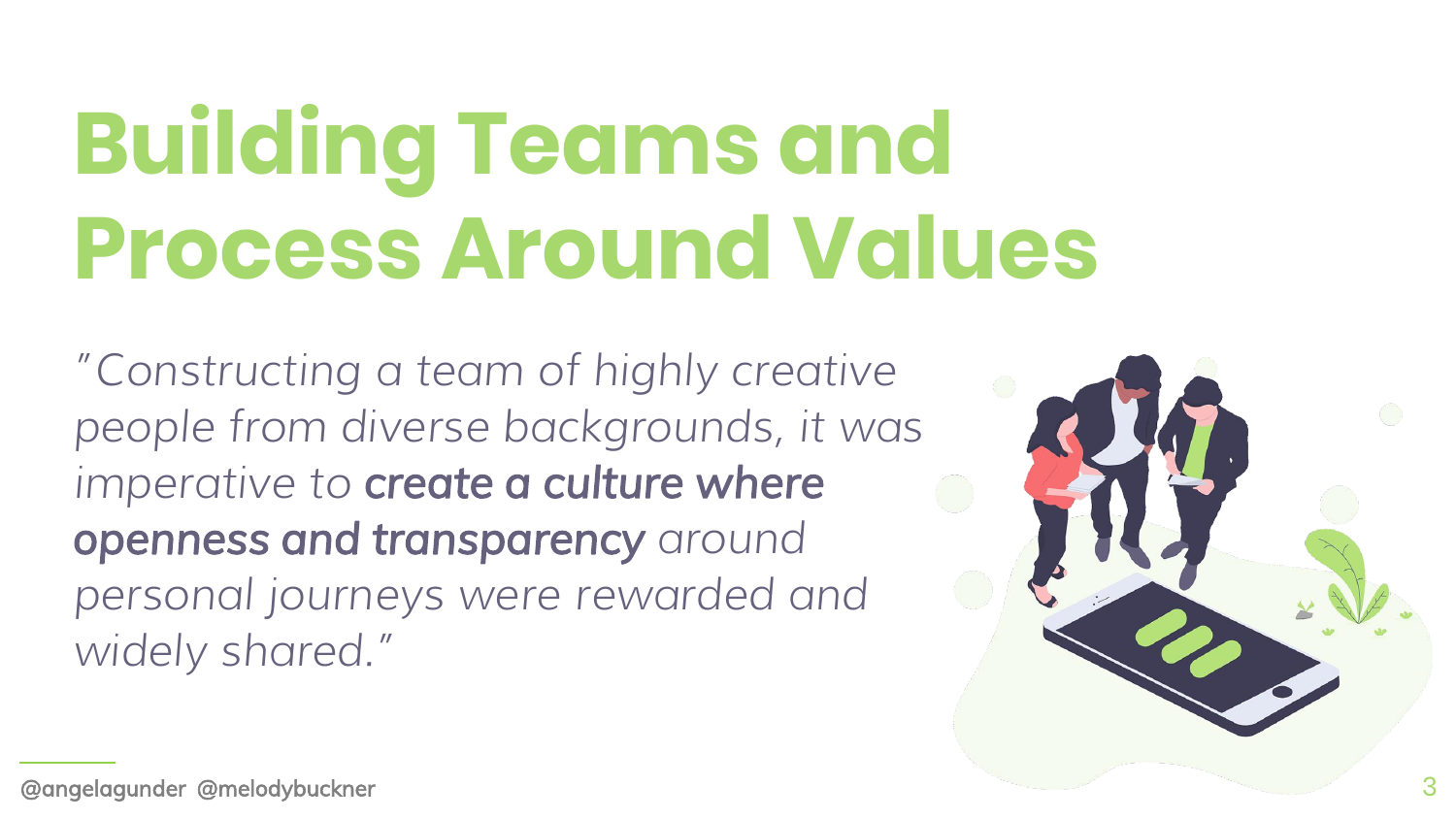# Building Teams and Process Around Values

*"Constructing a team of highly creative people from diverse backgrounds, it was imperative to **create a culture where openness and transparency** around personal journeys were rewarded and widely shared."*

@angelagunder @melodybuckner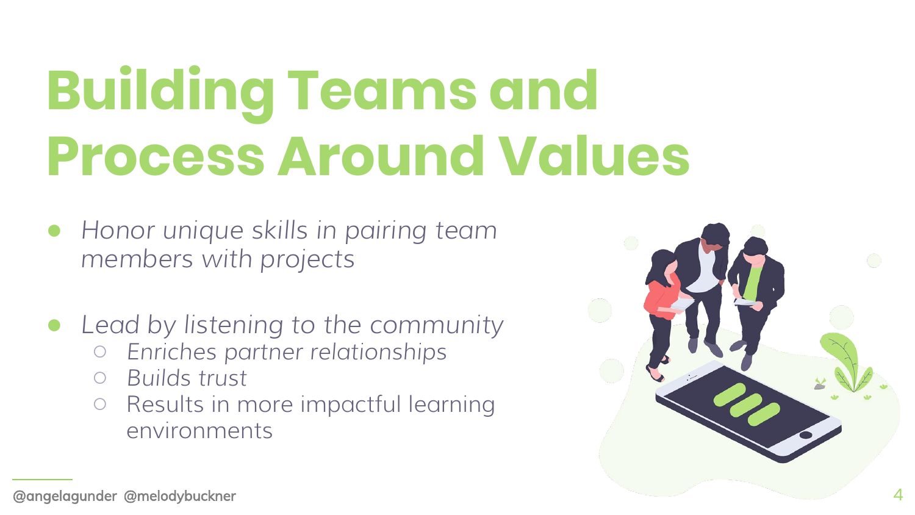# Building Teams and Process Around Values

- *Honor unique skills in pairing team members with projects*
- *Lead by listening to the community*
  - *Enriches partner relationships*
  - *Builds trust*
  - Results in more impactful learning environments

@angelagunder @melodybuckner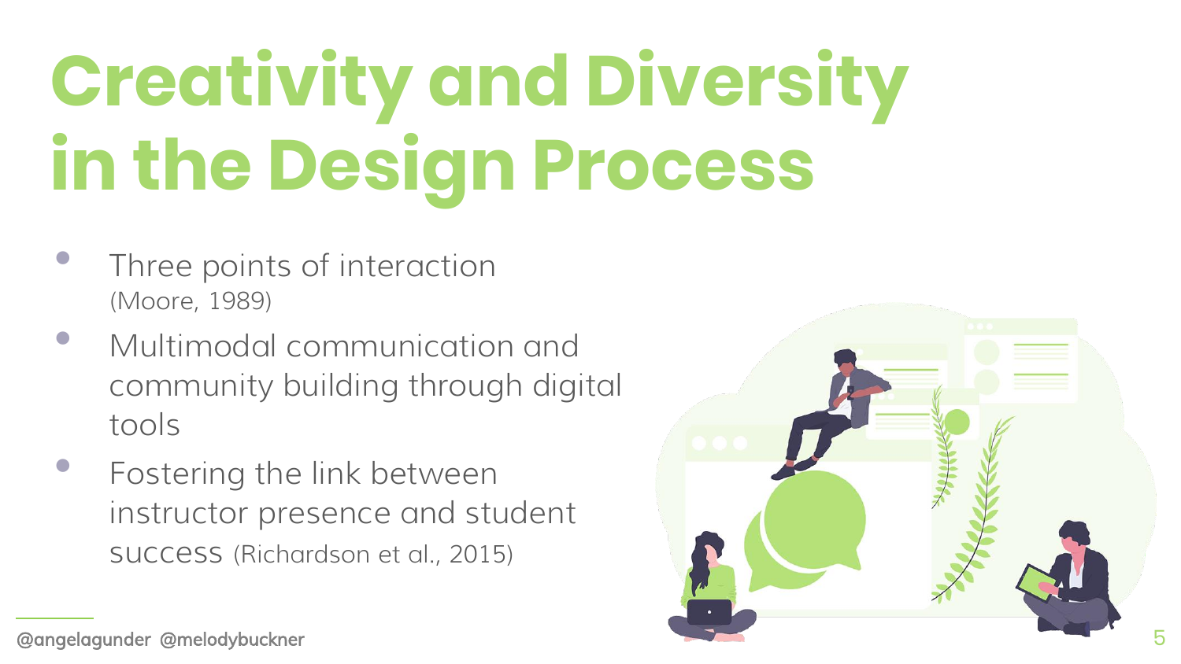# Creativity and Diversity in the Design Process

- Three points of interaction (Moore, 1989)
- Multimodal communication and community building through digital tools
- Fostering the link between instructor presence and student success (Richardson et al., 2015)

@angelagunder @melodybuckner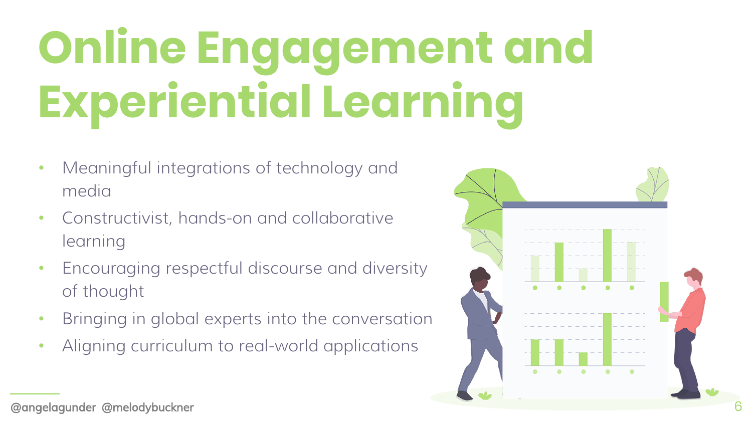# Online Engagement and Experiential Learning

- Meaningful integrations of technology and media
- Constructivist, hands-on and collaborative learning
- Encouraging respectful discourse and diversity of thought
- Bringing in global experts into the conversation
- Aligning curriculum to real-world applications

@angelagunder @melodybuckner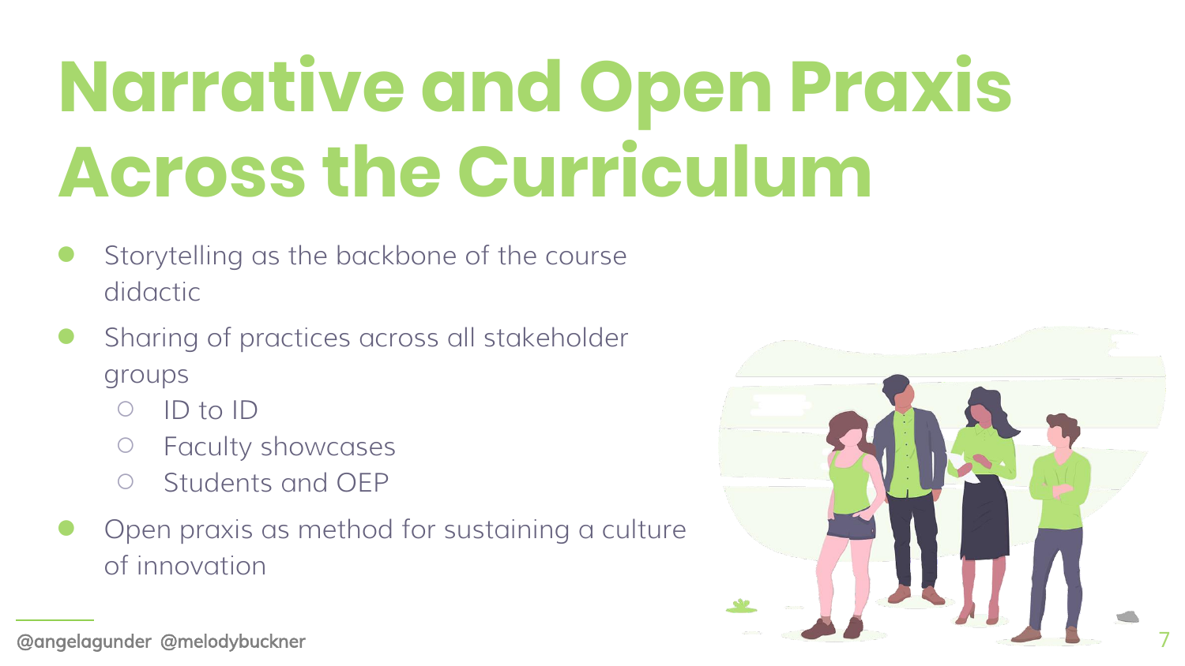# Narrative and Open Praxis Across the Curriculum

- Storytelling as the backbone of the course didactic
- Sharing of practices across all stakeholder groups
  - ID to ID
  - Faculty showcases
  - Students and OEP
- Open praxis as method for sustaining a culture of innovation

@angelagunder @melodybuckner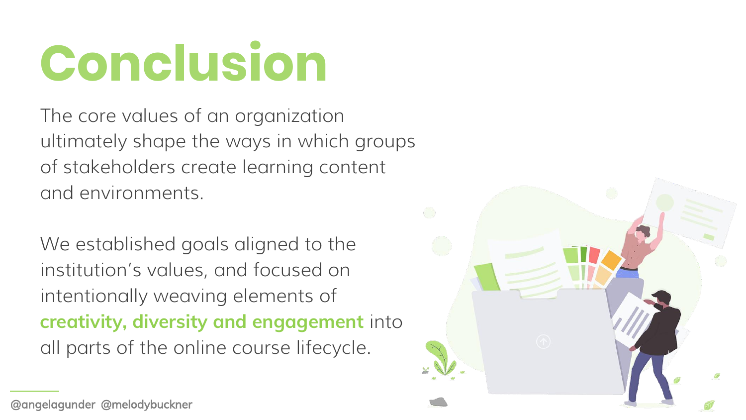# Conclusion

The core values of an organization ultimately shape the ways in which groups of stakeholders create learning content and environments.

We established goals aligned to the institution's values, and focused on intentionally weaving elements of **creativity, diversity and engagement** into all parts of the online course lifecycle.

@angelagunder @melodybuckner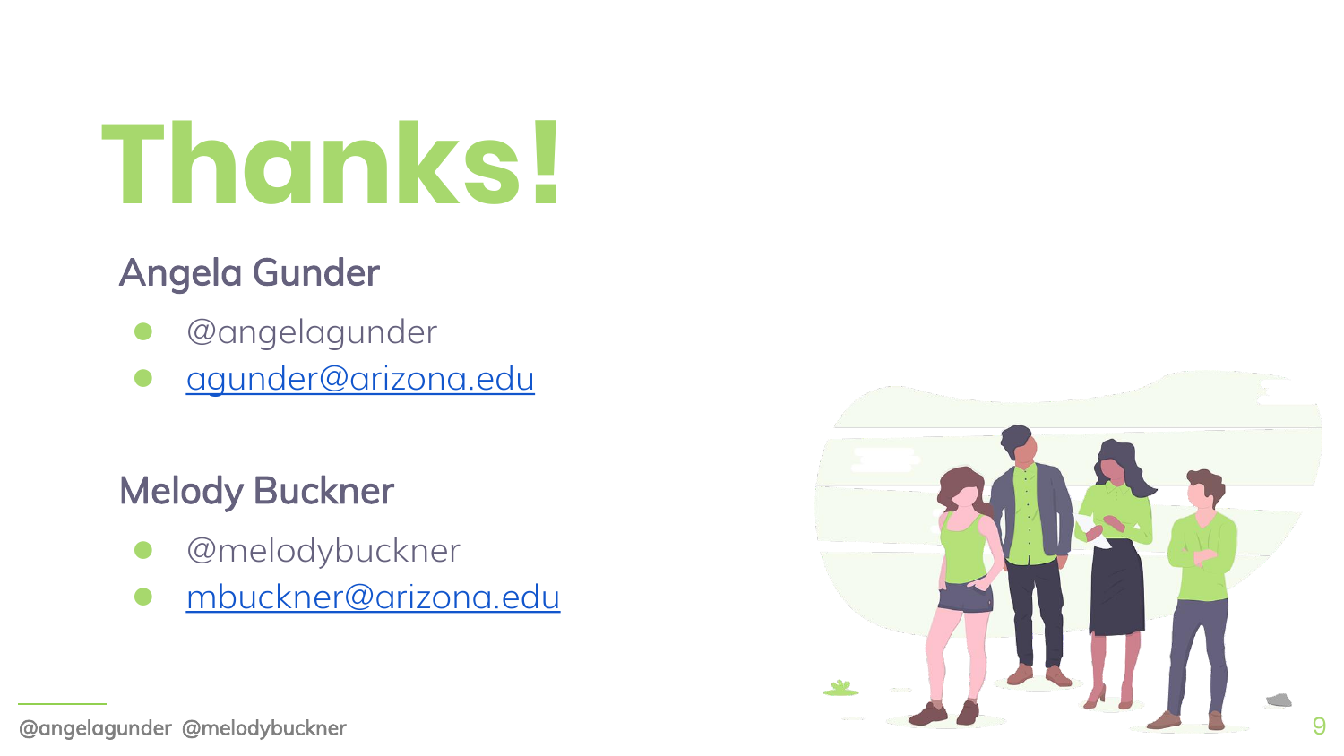# Thanks!

## Angela Gunder

- @angelagunder
- agunder@arizona.edu

## Melody Buckner

- @melodybuckner
- mbuckner@arizona.edu